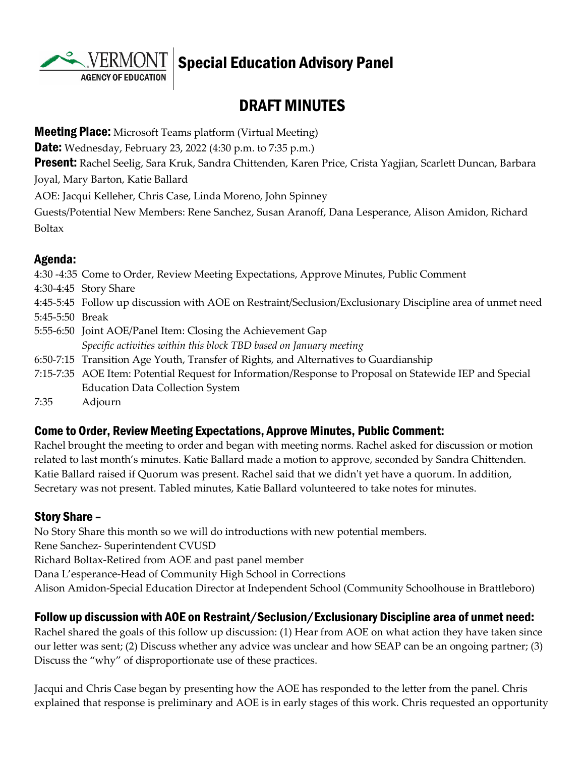# Special Education Advisory Panel

## DRAFT MINUTES

**Meeting Place:** Microsoft Teams platform (Virtual Meeting)

**Date:** Wednesday, February 23, 2022 (4:30 p.m. to 7:35 p.m.)

**Present:** Rachel Seelig, Sara Kruk, Sandra Chittenden, Karen Price, Crista Yagjian, Scarlett Duncan, Barbara Joyal, Mary Barton, Katie Ballard

AOE: Jacqui Kelleher, Chris Case, Linda Moreno, John Spinney

Guests/Potential New Members: Rene Sanchez, Susan Aranoff, Dana Lesperance, Alison Amidon, Richard Boltax

### Agenda:

4:30 -4:35 Come to Order, Review Meeting Expectations, Approve Minutes, Public Comment
4:30-4:45 Story Share
4:45-5:45 Follow up discussion with AOE on Restraint/Seclusion/Exclusionary Discipline area of unmet need
5:45-5:50 Break
5:55-6:50 Joint AOE/Panel Item: Closing the Achievement Gap
*Specific activities within this block TBD based on January meeting*
6:50-7:15 Transition Age Youth, Transfer of Rights, and Alternatives to Guardianship
7:15-7:35 AOE Item: Potential Request for Information/Response to Proposal on Statewide IEP and Special Education Data Collection System
7:35 Adjourn

### Come to Order, Review Meeting Expectations, Approve Minutes, Public Comment:

Rachel brought the meeting to order and began with meeting norms. Rachel asked for discussion or motion related to last month's minutes. Katie Ballard made a motion to approve, seconded by Sandra Chittenden. Katie Ballard raised if Quorum was present. Rachel said that we didn't yet have a quorum. In addition, Secretary was not present. Tabled minutes, Katie Ballard volunteered to take notes for minutes.

### Story Share –

No Story Share this month so we will do introductions with new potential members.
Rene Sanchez- Superintendent CVUSD
Richard Boltax-Retired from AOE and past panel member
Dana L'esperance-Head of Community High School in Corrections
Alison Amidon-Special Education Director at Independent School (Community Schoolhouse in Brattleboro)

### Follow up discussion with AOE on Restraint/Seclusion/Exclusionary Discipline area of unmet need:

Rachel shared the goals of this follow up discussion: (1) Hear from AOE on what action they have taken since our letter was sent; (2) Discuss whether any advice was unclear and how SEAP can be an ongoing partner; (3) Discuss the "why" of disproportionate use of these practices.

Jacqui and Chris Case began by presenting how the AOE has responded to the letter from the panel. Chris explained that response is preliminary and AOE is in early stages of this work. Chris requested an opportunity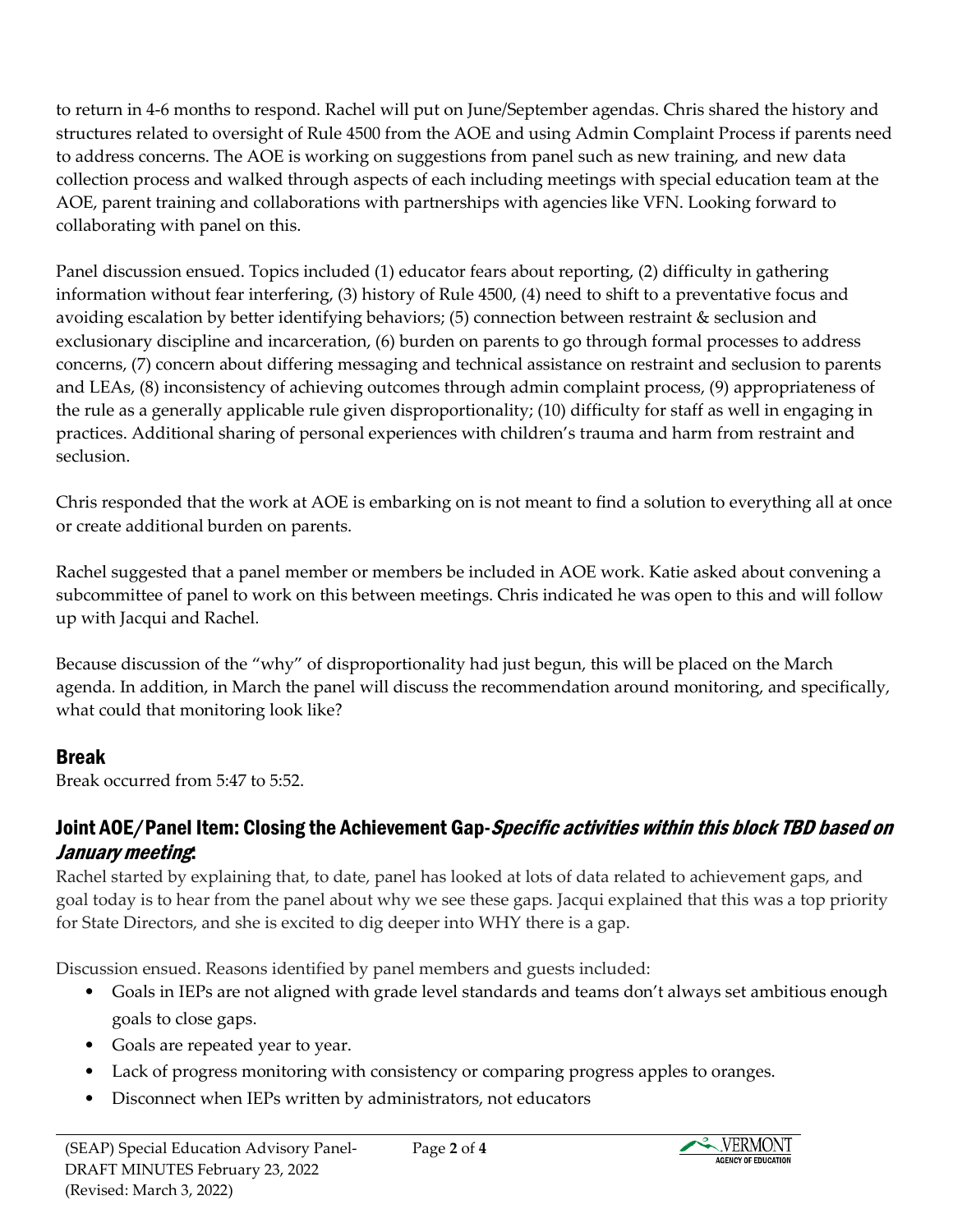to return in 4-6 months to respond. Rachel will put on June/September agendas. Chris shared the history and structures related to oversight of Rule 4500 from the AOE and using Admin Complaint Process if parents need to address concerns. The AOE is working on suggestions from panel such as new training, and new data collection process and walked through aspects of each including meetings with special education team at the AOE, parent training and collaborations with partnerships with agencies like VFN. Looking forward to collaborating with panel on this.

Panel discussion ensued. Topics included (1) educator fears about reporting, (2) difficulty in gathering information without fear interfering, (3) history of Rule 4500, (4) need to shift to a preventative focus and avoiding escalation by better identifying behaviors; (5) connection between restraint & seclusion and exclusionary discipline and incarceration, (6) burden on parents to go through formal processes to address concerns, (7) concern about differing messaging and technical assistance on restraint and seclusion to parents and LEAs, (8) inconsistency of achieving outcomes through admin complaint process, (9) appropriateness of the rule as a generally applicable rule given disproportionality; (10) difficulty for staff as well in engaging in practices. Additional sharing of personal experiences with children's trauma and harm from restraint and seclusion.

Chris responded that the work at AOE is embarking on is not meant to find a solution to everything all at once or create additional burden on parents.

Rachel suggested that a panel member or members be included in AOE work. Katie asked about convening a subcommittee of panel to work on this between meetings. Chris indicated he was open to this and will follow up with Jacqui and Rachel.

Because discussion of the "why" of disproportionality had just begun, this will be placed on the March agenda. In addition, in March the panel will discuss the recommendation around monitoring, and specifically, what could that monitoring look like?

## Break

Break occurred from 5:47 to 5:52.

## Joint AOE/Panel Item: Closing the Achievement Gap-*Specific activities within this block TBD based on January meeting*:

Rachel started by explaining that, to date, panel has looked at lots of data related to achievement gaps, and goal today is to hear from the panel about why we see these gaps. Jacqui explained that this was a top priority for State Directors, and she is excited to dig deeper into WHY there is a gap.

Discussion ensued. Reasons identified by panel members and guests included:

- Goals in IEPs are not aligned with grade level standards and teams don't always set ambitious enough goals to close gaps.
- Goals are repeated year to year.
- Lack of progress monitoring with consistency or comparing progress apples to oranges.
- Disconnect when IEPs written by administrators, not educators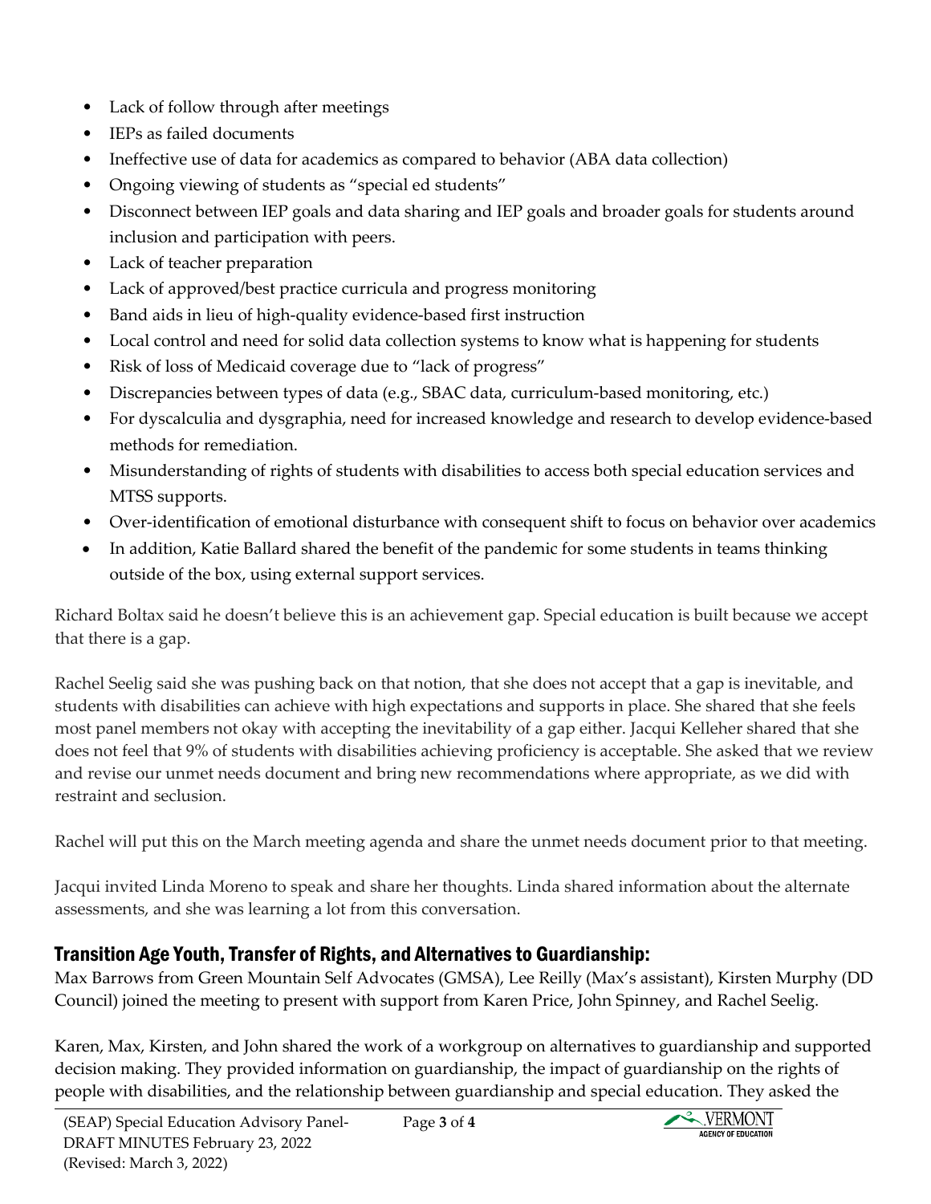- Lack of follow through after meetings
- IEPs as failed documents
- Ineffective use of data for academics as compared to behavior (ABA data collection)
- Ongoing viewing of students as "special ed students"
- Disconnect between IEP goals and data sharing and IEP goals and broader goals for students around inclusion and participation with peers.
- Lack of teacher preparation
- Lack of approved/best practice curricula and progress monitoring
- Band aids in lieu of high-quality evidence-based first instruction
- Local control and need for solid data collection systems to know what is happening for students
- Risk of loss of Medicaid coverage due to "lack of progress"
- Discrepancies between types of data (e.g., SBAC data, curriculum-based monitoring, etc.)
- For dyscalculia and dysgraphia, need for increased knowledge and research to develop evidence-based methods for remediation.
- Misunderstanding of rights of students with disabilities to access both special education services and MTSS supports.
- Over-identification of emotional disturbance with consequent shift to focus on behavior over academics
- In addition, Katie Ballard shared the benefit of the pandemic for some students in teams thinking outside of the box, using external support services.

Richard Boltax said he doesn't believe this is an achievement gap. Special education is built because we accept that there is a gap.

Rachel Seelig said she was pushing back on that notion, that she does not accept that a gap is inevitable, and students with disabilities can achieve with high expectations and supports in place. She shared that she feels most panel members not okay with accepting the inevitability of a gap either. Jacqui Kelleher shared that she does not feel that 9% of students with disabilities achieving proficiency is acceptable. She asked that we review and revise our unmet needs document and bring new recommendations where appropriate, as we did with restraint and seclusion.

Rachel will put this on the March meeting agenda and share the unmet needs document prior to that meeting.

Jacqui invited Linda Moreno to speak and share her thoughts. Linda shared information about the alternate assessments, and she was learning a lot from this conversation.

## Transition Age Youth, Transfer of Rights, and Alternatives to Guardianship:

Max Barrows from Green Mountain Self Advocates (GMSA), Lee Reilly (Max's assistant), Kirsten Murphy (DD Council) joined the meeting to present with support from Karen Price, John Spinney, and Rachel Seelig.

Karen, Max, Kirsten, and John shared the work of a workgroup on alternatives to guardianship and supported decision making. They provided information on guardianship, the impact of guardianship on the rights of people with disabilities, and the relationship between guardianship and special education. They asked the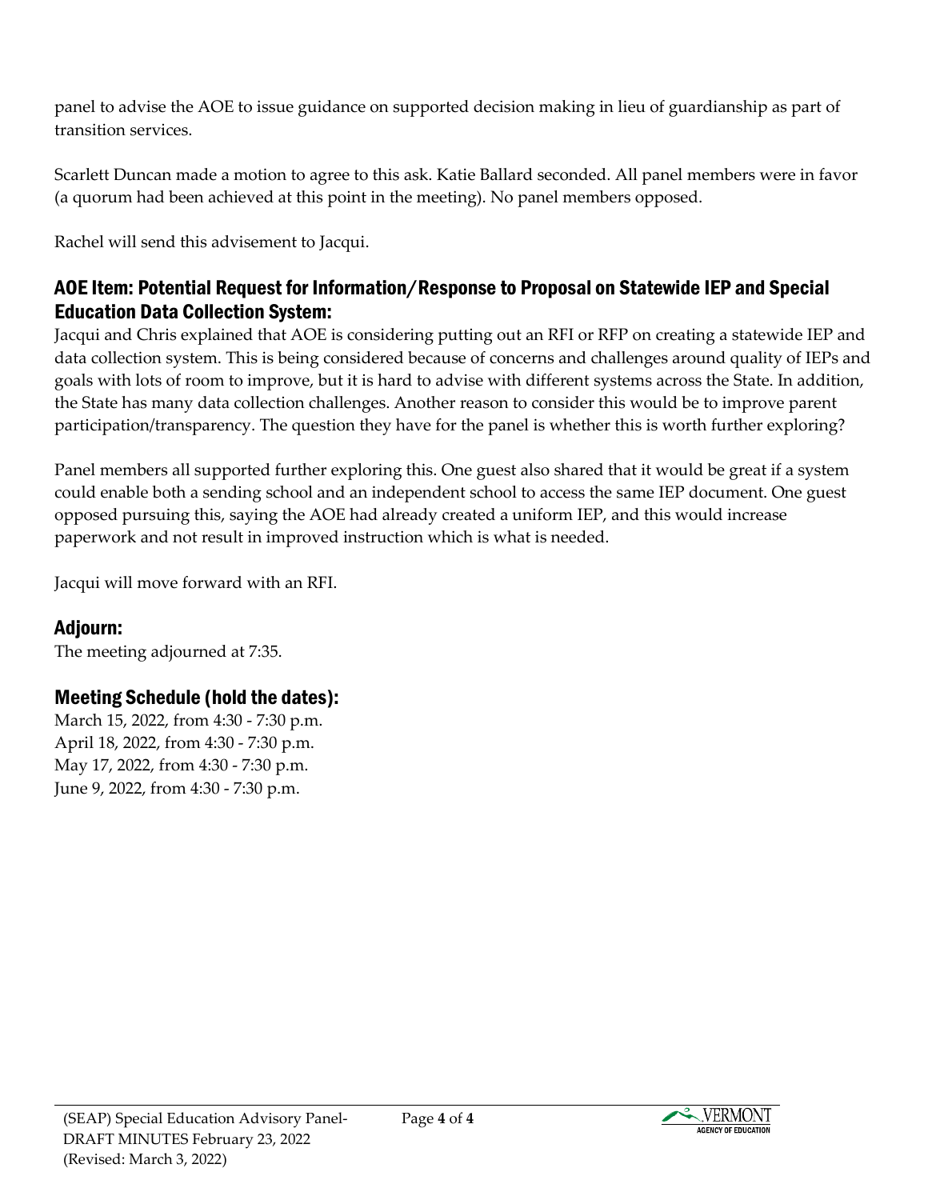panel to advise the AOE to issue guidance on supported decision making in lieu of guardianship as part of transition services.

Scarlett Duncan made a motion to agree to this ask. Katie Ballard seconded. All panel members were in favor (a quorum had been achieved at this point in the meeting). No panel members opposed.

Rachel will send this advisement to Jacqui.

## AOE Item: Potential Request for Information/Response to Proposal on Statewide IEP and Special Education Data Collection System:

Jacqui and Chris explained that AOE is considering putting out an RFI or RFP on creating a statewide IEP and data collection system. This is being considered because of concerns and challenges around quality of IEPs and goals with lots of room to improve, but it is hard to advise with different systems across the State. In addition, the State has many data collection challenges. Another reason to consider this would be to improve parent participation/transparency. The question they have for the panel is whether this is worth further exploring?

Panel members all supported further exploring this. One guest also shared that it would be great if a system could enable both a sending school and an independent school to access the same IEP document. One guest opposed pursuing this, saying the AOE had already created a uniform IEP, and this would increase paperwork and not result in improved instruction which is what is needed.

Jacqui will move forward with an RFI.

## Adjourn:

The meeting adjourned at 7:35.

## Meeting Schedule (hold the dates):

March 15, 2022, from 4:30 - 7:30 p.m.
April 18, 2022, from 4:30 - 7:30 p.m.
May 17, 2022, from 4:30 - 7:30 p.m.
June 9, 2022, from 4:30 - 7:30 p.m.